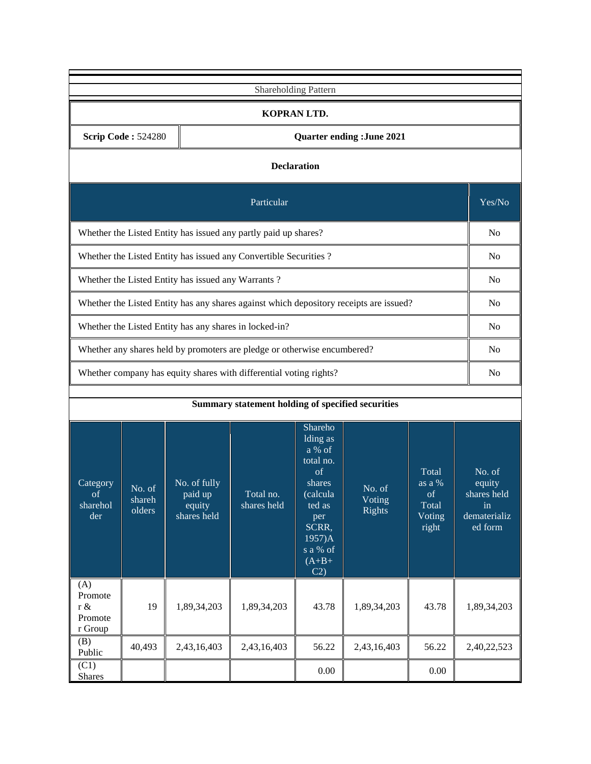Shareholding Pattern

## KOPRAN LTD.

| **Scrip Code :** 524280 | **Quarter ending :June 2021** |
|---|---|

### Declaration

| Particular | Yes/No |
|---|---|
| Whether the Listed Entity has issued any partly paid up shares? | No |
| Whether the Listed Entity has issued any Convertible Securities ? | No |
| Whether the Listed Entity has issued any Warrants ? | No |
| Whether the Listed Entity has any shares against which depository receipts are issued? | No |
| Whether the Listed Entity has any shares in locked-in? | No |
| Whether any shares held by promoters are pledge or otherwise encumbered? | No |
| Whether company has equity shares with differential voting rights? | No |

### Summary statement holding of specified securities

| Category of shareholder | No. of shareholders | No. of fully paid up equity shares held | Total no. shares held | Shareholding as a % of total no. of shares (calculated as per SCRR, 1957)As a % of (A+B+C2) | No. of Voting Rights | Total as a % of Total Voting right | No. of equity shares held in dematerialized form |
|---|---|---|---|---|---|---|---|
| (A) Promoter & Promoter Group | 19 | 1,89,34,203 | 1,89,34,203 | 43.78 | 1,89,34,203 | 43.78 | 1,89,34,203 |
| (B) Public | 40,493 | 2,43,16,403 | 2,43,16,403 | 56.22 | 2,43,16,403 | 56.22 | 2,40,22,523 |
| (C1) Shares | | | | 0.00 | | 0.00 | |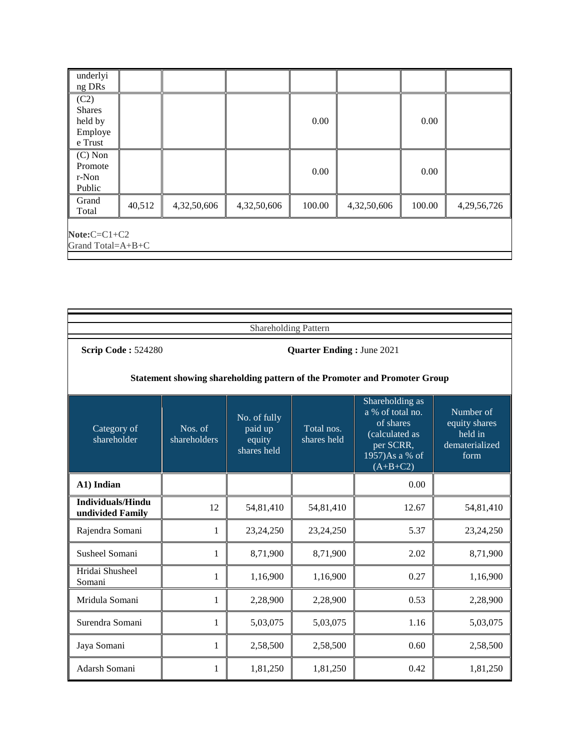| underlying DRs | | | | | | | |
|---|---|---|---|---|---|---|---|
| (C2) Shares held by Employee Trust | | | | 0.00 | | 0.00 | |
| (C) Non Promoter-Non Public | | | | 0.00 | | 0.00 | |
| Grand Total | 40,512 | 4,32,50,606 | 4,32,50,606 | 100.00 | 4,32,50,606 | 100.00 | 4,29,56,726 |

**Note:**C=C1+C2
Grand Total=A+B+C

Shareholding Pattern

**Scrip Code :** 524280 **Quarter Ending :** June 2021

**Statement showing shareholding pattern of the Promoter and Promoter Group**

| Category of shareholder | Nos. of shareholders | No. of fully paid up equity shares held | Total nos. shares held | Shareholding as a % of total no. of shares (calculated as per SCRR, 1957)As a % of (A+B+C2) | Number of equity shares held in dematerialized form |
|---|---|---|---|---|---|
| **A1) Indian** | | | | 0.00 | |
| **Individuals/Hindu undivided Family** | 12 | 54,81,410 | 54,81,410 | 12.67 | 54,81,410 |
| Rajendra Somani | 1 | 23,24,250 | 23,24,250 | 5.37 | 23,24,250 |
| Susheel Somani | 1 | 8,71,900 | 8,71,900 | 2.02 | 8,71,900 |
| Hridai Shusheel Somani | 1 | 1,16,900 | 1,16,900 | 0.27 | 1,16,900 |
| Mridula Somani | 1 | 2,28,900 | 2,28,900 | 0.53 | 2,28,900 |
| Surendra Somani | 1 | 5,03,075 | 5,03,075 | 1.16 | 5,03,075 |
| Jaya Somani | 1 | 2,58,500 | 2,58,500 | 0.60 | 2,58,500 |
| Adarsh Somani | 1 | 1,81,250 | 1,81,250 | 0.42 | 1,81,250 |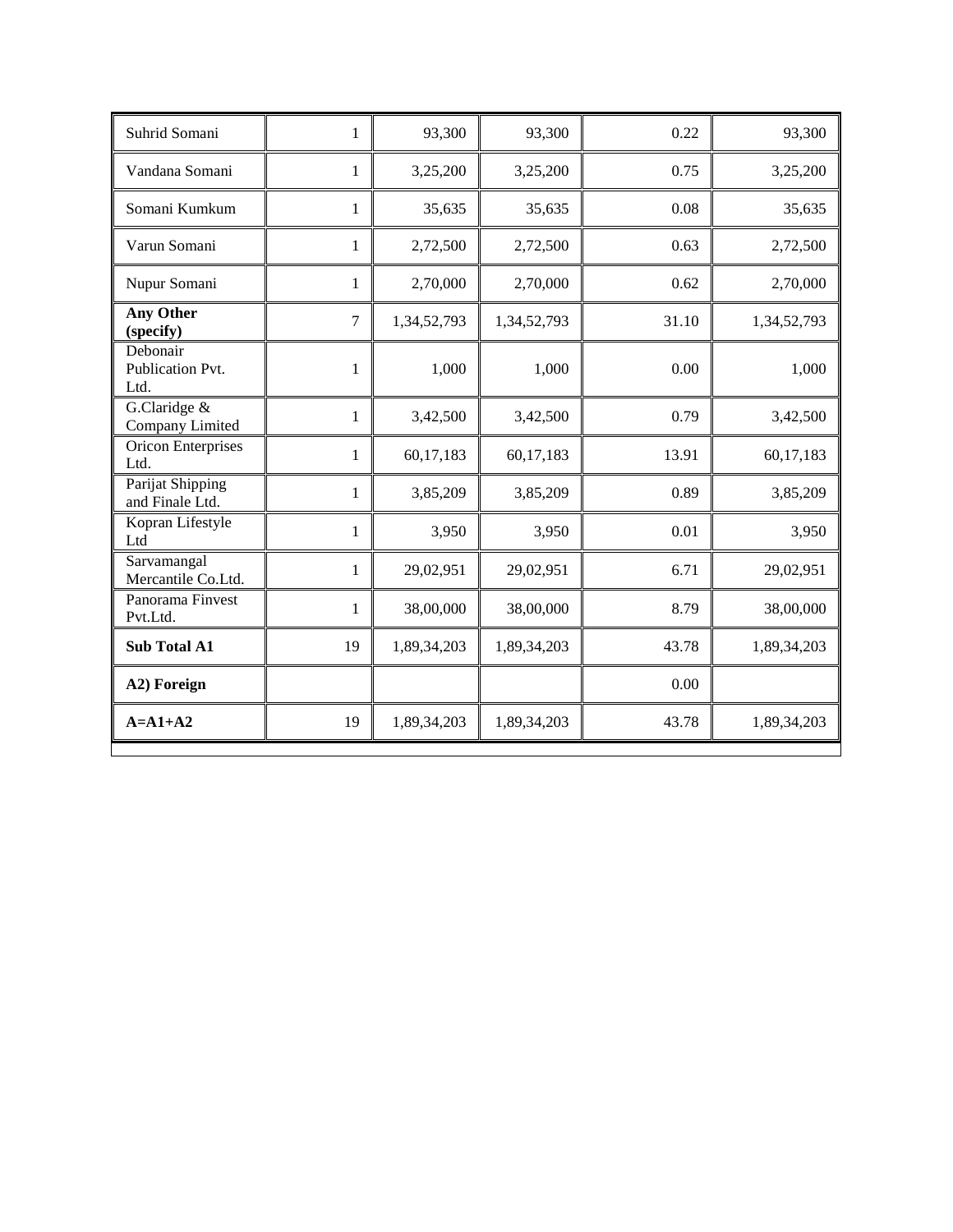| | | | | | |
|---|---|---|---|---|---|
| Suhrid Somani | 1 | 93,300 | 93,300 | 0.22 | 93,300 |
| Vandana Somani | 1 | 3,25,200 | 3,25,200 | 0.75 | 3,25,200 |
| Somani Kumkum | 1 | 35,635 | 35,635 | 0.08 | 35,635 |
| Varun Somani | 1 | 2,72,500 | 2,72,500 | 0.63 | 2,72,500 |
| Nupur Somani | 1 | 2,70,000 | 2,70,000 | 0.62 | 2,70,000 |
| **Any Other (specify)** | 7 | 1,34,52,793 | 1,34,52,793 | 31.10 | 1,34,52,793 |
| Debonair Publication Pvt. Ltd. | 1 | 1,000 | 1,000 | 0.00 | 1,000 |
| G.Claridge & Company Limited | 1 | 3,42,500 | 3,42,500 | 0.79 | 3,42,500 |
| Oricon Enterprises Ltd. | 1 | 60,17,183 | 60,17,183 | 13.91 | 60,17,183 |
| Parijat Shipping and Finale Ltd. | 1 | 3,85,209 | 3,85,209 | 0.89 | 3,85,209 |
| Kopran Lifestyle Ltd | 1 | 3,950 | 3,950 | 0.01 | 3,950 |
| Sarvamangal Mercantile Co.Ltd. | 1 | 29,02,951 | 29,02,951 | 6.71 | 29,02,951 |
| Panorama Finvest Pvt.Ltd. | 1 | 38,00,000 | 38,00,000 | 8.79 | 38,00,000 |
| **Sub Total A1** | 19 | 1,89,34,203 | 1,89,34,203 | 43.78 | 1,89,34,203 |
| **A2) Foreign** | | | | 0.00 | |
| **A=A1+A2** | 19 | 1,89,34,203 | 1,89,34,203 | 43.78 | 1,89,34,203 |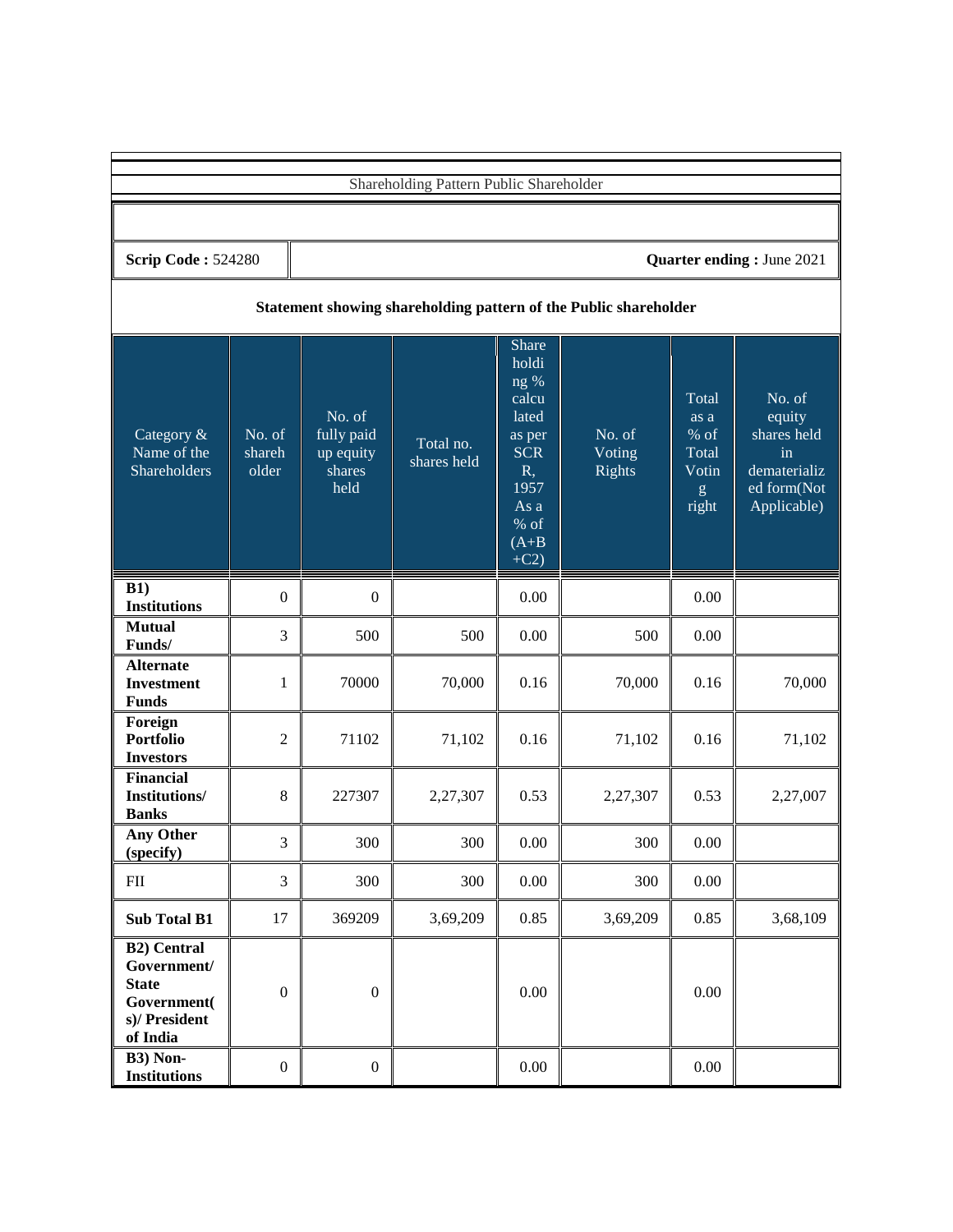Shareholding Pattern Public Shareholder

**Scrip Code :** 524280 | **Quarter ending :** June 2021

**Statement showing shareholding pattern of the Public shareholder**

| Category & Name of the Shareholders | No. of shareholder | No. of fully paid up equity shares held | Total no. shares held | Shareholding % calculated as per SCRR, 1957 As a % of (A+B+C2) | No. of Voting Rights | Total as a % of Total Voting right | No. of equity shares held in dematerialized form(Not Applicable) |
|---|---|---|---|---|---|---|---|
| **B1) Institutions** | 0 | 0 | | 0.00 | | 0.00 | |
| **Mutual Funds/** | 3 | 500 | 500 | 0.00 | 500 | 0.00 | |
| **Alternate Investment Funds** | 1 | 70000 | 70,000 | 0.16 | 70,000 | 0.16 | 70,000 |
| **Foreign Portfolio Investors** | 2 | 71102 | 71,102 | 0.16 | 71,102 | 0.16 | 71,102 |
| **Financial Institutions/ Banks** | 8 | 227307 | 2,27,307 | 0.53 | 2,27,307 | 0.53 | 2,27,007 |
| **Any Other (specify)** | 3 | 300 | 300 | 0.00 | 300 | 0.00 | |
| FII | 3 | 300 | 300 | 0.00 | 300 | 0.00 | |
| **Sub Total B1** | 17 | 369209 | 3,69,209 | 0.85 | 3,69,209 | 0.85 | 3,68,109 |
| **B2) Central Government/ State Government(s)/ President of India** | 0 | 0 | | 0.00 | | 0.00 | |
| **B3) Non-Institutions** | 0 | 0 | | 0.00 | | 0.00 | |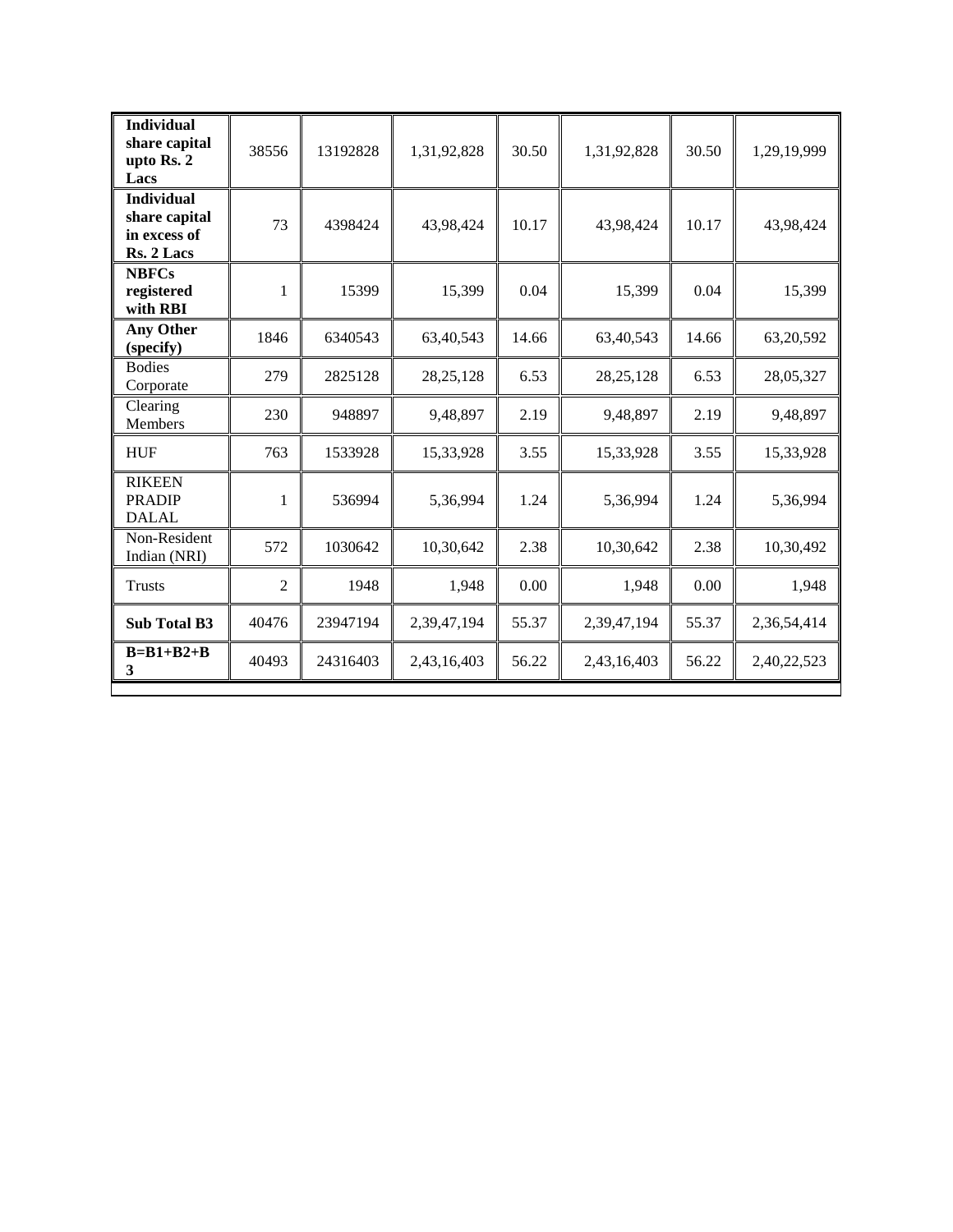| | | | | | | | |
|---|---|---|---|---|---|---|---|
| **Individual share capital upto Rs. 2 Lacs** | 38556 | 13192828 | 1,31,92,828 | 30.50 | 1,31,92,828 | 30.50 | 1,29,19,999 |
| **Individual share capital in excess of Rs. 2 Lacs** | 73 | 4398424 | 43,98,424 | 10.17 | 43,98,424 | 10.17 | 43,98,424 |
| **NBFCs registered with RBI** | 1 | 15399 | 15,399 | 0.04 | 15,399 | 0.04 | 15,399 |
| **Any Other (specify)** | 1846 | 6340543 | 63,40,543 | 14.66 | 63,40,543 | 14.66 | 63,20,592 |
| Bodies Corporate | 279 | 2825128 | 28,25,128 | 6.53 | 28,25,128 | 6.53 | 28,05,327 |
| Clearing Members | 230 | 948897 | 9,48,897 | 2.19 | 9,48,897 | 2.19 | 9,48,897 |
| HUF | 763 | 1533928 | 15,33,928 | 3.55 | 15,33,928 | 3.55 | 15,33,928 |
| RIKEEN PRADIP DALAL | 1 | 536994 | 5,36,994 | 1.24 | 5,36,994 | 1.24 | 5,36,994 |
| Non-Resident Indian (NRI) | 572 | 1030642 | 10,30,642 | 2.38 | 10,30,642 | 2.38 | 10,30,492 |
| Trusts | 2 | 1948 | 1,948 | 0.00 | 1,948 | 0.00 | 1,948 |
| **Sub Total B3** | 40476 | 23947194 | 2,39,47,194 | 55.37 | 2,39,47,194 | 55.37 | 2,36,54,414 |
| **B=B1+B2+B3** | 40493 | 24316403 | 2,43,16,403 | 56.22 | 2,43,16,403 | 56.22 | 2,40,22,523 |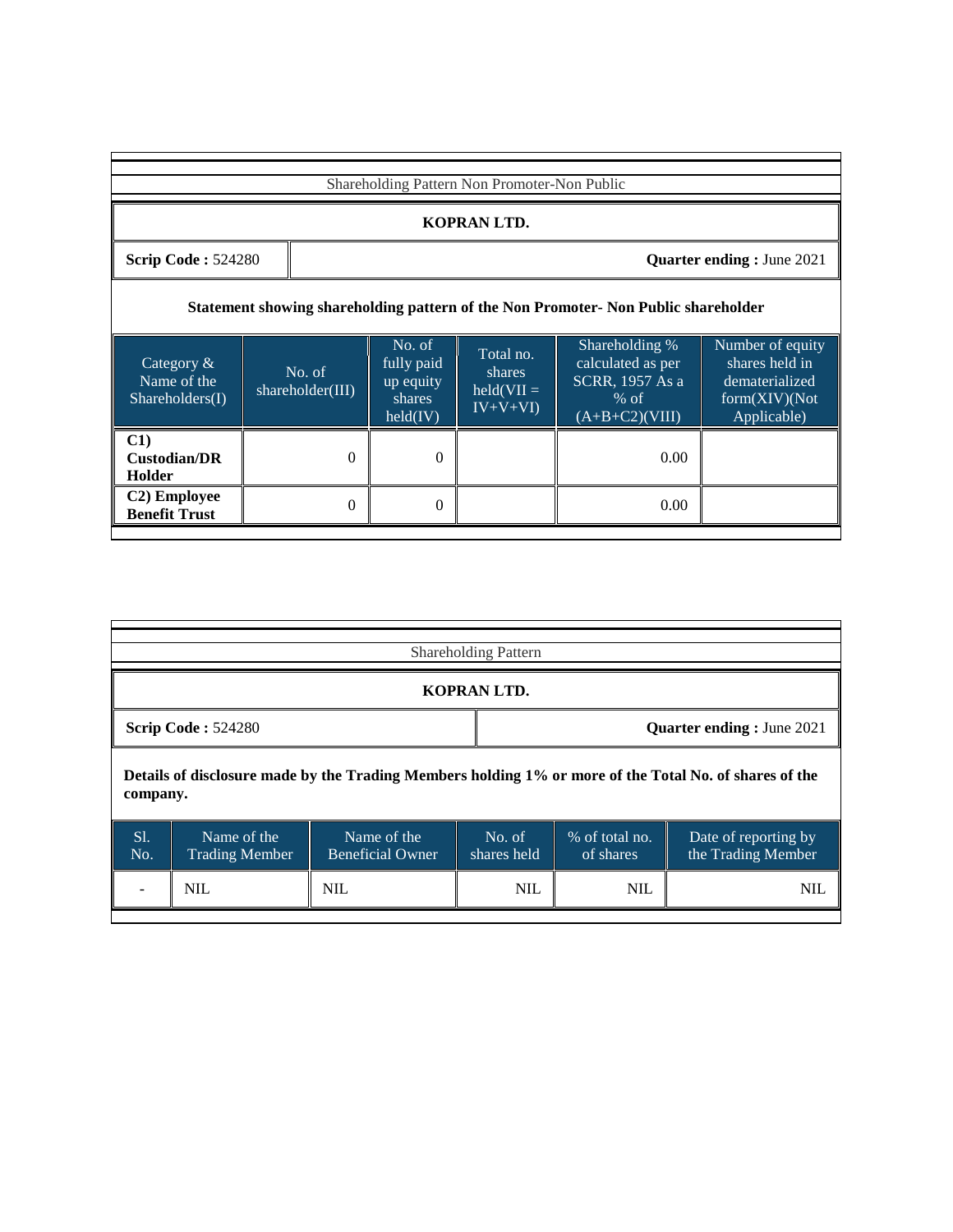Shareholding Pattern Non Promoter-Non Public

## KOPRAN LTD.

**Scrip Code :** 524280 **Quarter ending :** June 2021

### Statement showing shareholding pattern of the Non Promoter- Non Public shareholder

| Category & Name of the Shareholders(I) | No. of shareholder(III) | No. of fully paid up equity shares held(IV) | Total no. shares held(VII = IV+V+VI) | Shareholding % calculated as per SCRR, 1957 As a % of (A+B+C2)(VIII) | Number of equity shares held in dematerialized form(XIV)(Not Applicable) |
|---|---|---|---|---|---|
| **C1) Custodian/DR Holder** | 0 | 0 | | 0.00 | |
| **C2) Employee Benefit Trust** | 0 | 0 | | 0.00 | |

Shareholding Pattern

## KOPRAN LTD.

**Scrip Code :** 524280 **Quarter ending :** June 2021

### Details of disclosure made by the Trading Members holding 1% or more of the Total No. of shares of the company.

| Sl. No. | Name of the Trading Member | Name of the Beneficial Owner | No. of shares held | % of total no. of shares | Date of reporting by the Trading Member |
|---|---|---|---|---|---|
| - | NIL | NIL | NIL | NIL | NIL |